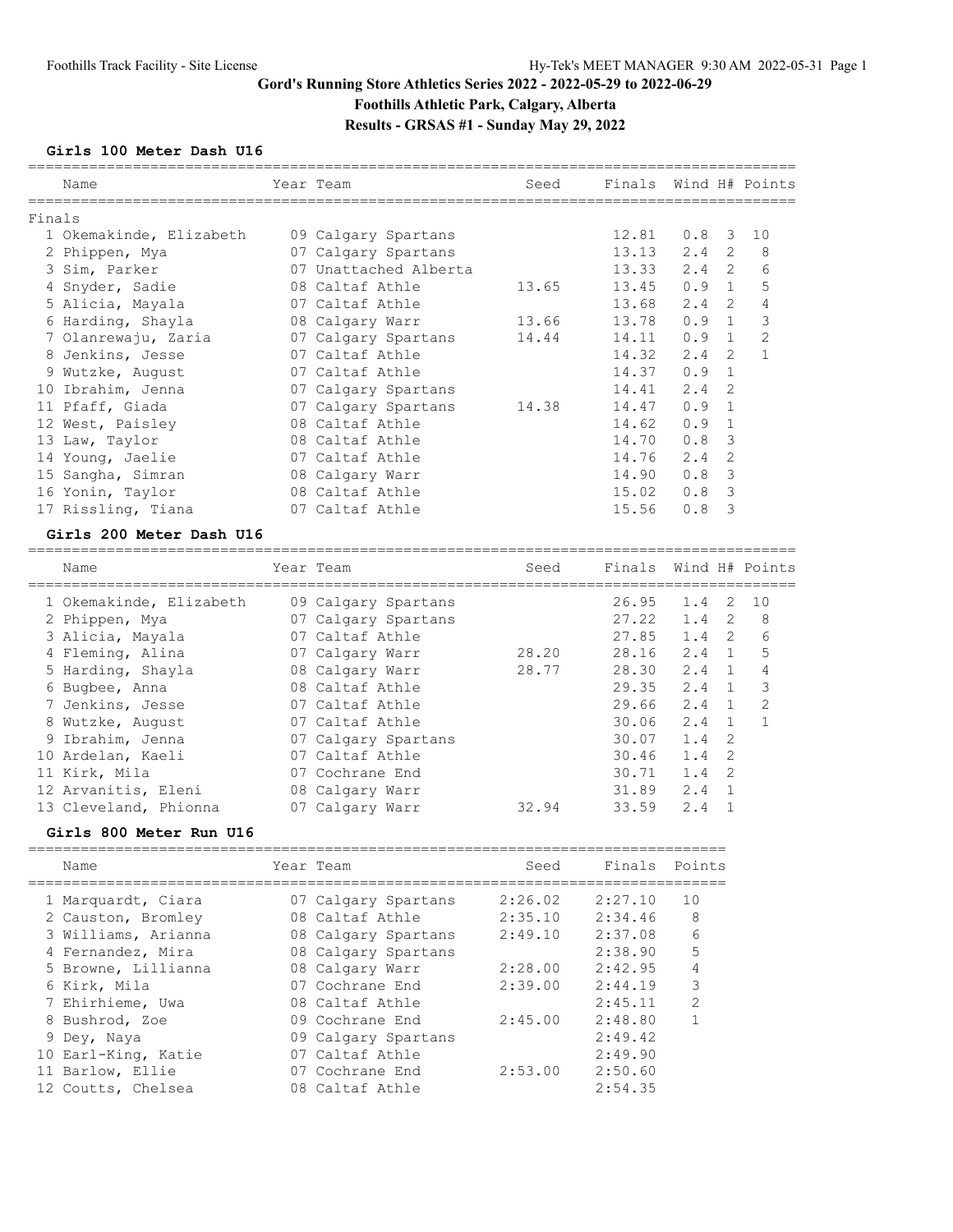# Gord's Running Store Athletics Series 2022 - 2022-05-29 to 2022-06-29

## Foothills Athletic Park, Calgary, Alberta

## Results - GRSAS #1 - Sunday May 29, 2022

### Girls 100 Meter Dash U16

Finals

| | Name | Year | Team | Seed | Finals | Wind | H# | Points |
|---|---|---|---|---|---|---|---|---|
| 1 | Okemakinde, Elizabeth | 09 | Calgary Spartans | | 12.81 | 0.8 | 3 | 10 |
| 2 | Phippen, Mya | 07 | Calgary Spartans | | 13.13 | 2.4 | 2 | 8 |
| 3 | Sim, Parker | 07 | Unattached Alberta | | 13.33 | 2.4 | 2 | 6 |
| 4 | Snyder, Sadie | 08 | Caltaf Athle | 13.65 | 13.45 | 0.9 | 1 | 5 |
| 5 | Alicia, Mayala | 07 | Caltaf Athle | | 13.68 | 2.4 | 2 | 4 |
| 6 | Harding, Shayla | 08 | Calgary Warr | 13.66 | 13.78 | 0.9 | 1 | 3 |
| 7 | Olanrewaju, Zaria | 07 | Calgary Spartans | 14.44 | 14.11 | 0.9 | 1 | 2 |
| 8 | Jenkins, Jesse | 07 | Caltaf Athle | | 14.32 | 2.4 | 2 | 1 |
| 9 | Wutzke, August | 07 | Caltaf Athle | | 14.37 | 0.9 | 1 | |
| 10 | Ibrahim, Jenna | 07 | Calgary Spartans | | 14.41 | 2.4 | 2 | |
| 11 | Pfaff, Giada | 07 | Calgary Spartans | 14.38 | 14.47 | 0.9 | 1 | |
| 12 | West, Paisley | 08 | Caltaf Athle | | 14.62 | 0.9 | 1 | |
| 13 | Law, Taylor | 08 | Caltaf Athle | | 14.70 | 0.8 | 3 | |
| 14 | Young, Jaelie | 07 | Caltaf Athle | | 14.76 | 2.4 | 2 | |
| 15 | Sangha, Simran | 08 | Calgary Warr | | 14.90 | 0.8 | 3 | |
| 16 | Yonin, Taylor | 08 | Caltaf Athle | | 15.02 | 0.8 | 3 | |
| 17 | Rissling, Tiana | 07 | Caltaf Athle | | 15.56 | 0.8 | 3 | |

### Girls 200 Meter Dash U16

| | Name | Year | Team | Seed | Finals | Wind | H# | Points |
|---|---|---|---|---|---|---|---|---|
| 1 | Okemakinde, Elizabeth | 09 | Calgary Spartans | | 26.95 | 1.4 | 2 | 10 |
| 2 | Phippen, Mya | 07 | Calgary Spartans | | 27.22 | 1.4 | 2 | 8 |
| 3 | Alicia, Mayala | 07 | Caltaf Athle | | 27.85 | 1.4 | 2 | 6 |
| 4 | Fleming, Alina | 07 | Calgary Warr | 28.20 | 28.16 | 2.4 | 1 | 5 |
| 5 | Harding, Shayla | 08 | Calgary Warr | 28.77 | 28.30 | 2.4 | 1 | 4 |
| 6 | Bugbee, Anna | 08 | Caltaf Athle | | 29.35 | 2.4 | 1 | 3 |
| 7 | Jenkins, Jesse | 07 | Caltaf Athle | | 29.66 | 2.4 | 1 | 2 |
| 8 | Wutzke, August | 07 | Caltaf Athle | | 30.06 | 2.4 | 1 | 1 |
| 9 | Ibrahim, Jenna | 07 | Calgary Spartans | | 30.07 | 1.4 | 2 | |
| 10 | Ardelan, Kaeli | 07 | Caltaf Athle | | 30.46 | 1.4 | 2 | |
| 11 | Kirk, Mila | 07 | Cochrane End | | 30.71 | 1.4 | 2 | |
| 12 | Arvanitis, Eleni | 08 | Calgary Warr | | 31.89 | 2.4 | 1 | |
| 13 | Cleveland, Phionna | 07 | Calgary Warr | 32.94 | 33.59 | 2.4 | 1 | |

### Girls 800 Meter Run U16

| | Name | Year | Team | Seed | Finals | Points |
|---|---|---|---|---|---|---|
| 1 | Marquardt, Ciara | 07 | Calgary Spartans | 2:26.02 | 2:27.10 | 10 |
| 2 | Causton, Bromley | 08 | Caltaf Athle | 2:35.10 | 2:34.46 | 8 |
| 3 | Williams, Arianna | 08 | Calgary Spartans | 2:49.10 | 2:37.08 | 6 |
| 4 | Fernandez, Mira | 08 | Calgary Spartans | | 2:38.90 | 5 |
| 5 | Browne, Lillianna | 08 | Calgary Warr | 2:28.00 | 2:42.95 | 4 |
| 6 | Kirk, Mila | 07 | Cochrane End | 2:39.00 | 2:44.19 | 3 |
| 7 | Ehirhieme, Uwa | 08 | Caltaf Athle | | 2:45.11 | 2 |
| 8 | Bushrod, Zoe | 09 | Cochrane End | 2:45.00 | 2:48.80 | 1 |
| 9 | Dey, Naya | 09 | Calgary Spartans | | 2:49.42 | |
| 10 | Earl-King, Katie | 07 | Caltaf Athle | | 2:49.90 | |
| 11 | Barlow, Ellie | 07 | Cochrane End | 2:53.00 | 2:50.60 | |
| 12 | Coutts, Chelsea | 08 | Caltaf Athle | | 2:54.35 | |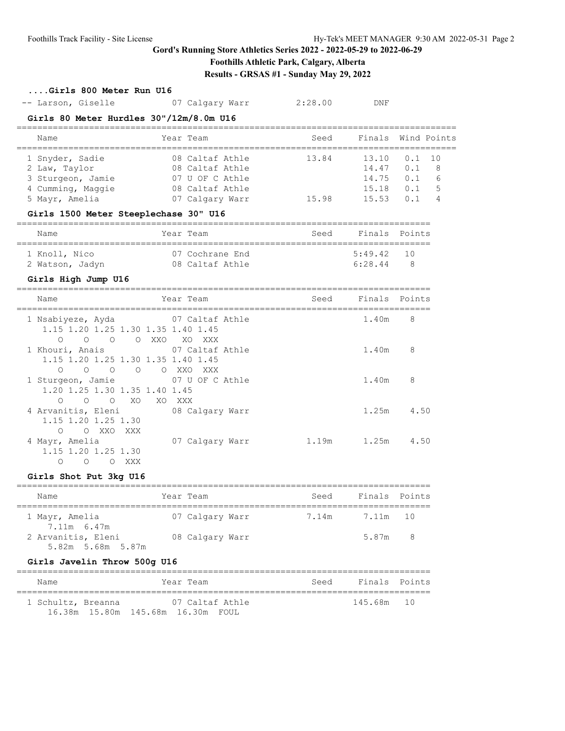# Gord's Running Store Athletics Series 2022 - 2022-05-29 to 2022-06-29

## Foothills Athletic Park, Calgary, Alberta

## Results - GRSAS #1 - Sunday May 29, 2022

### ....Girls 800 Meter Run U16

| Name | Year | Team | Seed | Finals |
|---|---|---|---|---|
| -- Larson, Giselle | 07 | Calgary Warr | 2:28.00 | DNF |

### Girls 80 Meter Hurdles 30"/12m/8.0m U16

| Name | Year | Team | Seed | Finals | Wind | Points |
|---|---|---|---|---|---|---|
| 1 Snyder, Sadie | 08 | Caltaf Athle | 13.84 | 13.10 | 0.1 | 10 |
| 2 Law, Taylor | 08 | Caltaf Athle | | 14.47 | 0.1 | 8 |
| 3 Sturgeon, Jamie | 07 | U OF C Athle | | 14.75 | 0.1 | 6 |
| 4 Cumming, Maggie | 08 | Caltaf Athle | | 15.18 | 0.1 | 5 |
| 5 Mayr, Amelia | 07 | Calgary Warr | 15.98 | 15.53 | 0.1 | 4 |

### Girls 1500 Meter Steeplechase 30" U16

| Name | Year | Team | Seed | Finals | Points |
|---|---|---|---|---|---|
| 1 Knoll, Nico | 07 | Cochrane End | | 5:49.42 | 10 |
| 2 Watson, Jadyn | 08 | Caltaf Athle | | 6:28.44 | 8 |

### Girls High Jump U16

| Name | Year | Team | Seed | Finals | Points |
|---|---|---|---|---|---|
| 1 Nsabiyeze, Ayda | 07 | Caltaf Athle | | 1.40m | 8 |
| 1.15 1.20 1.25 1.30 1.35 1.40 1.45 | | | | | |
| O O O O XXO XO XXX | | | | | |
| 1 Khouri, Anais | 07 | Caltaf Athle | | 1.40m | 8 |
| 1.15 1.20 1.25 1.30 1.35 1.40 1.45 | | | | | |
| O O O O O XXO XXX | | | | | |
| 1 Sturgeon, Jamie | 07 | U OF C Athle | | 1.40m | 8 |
| 1.20 1.25 1.30 1.35 1.40 1.45 | | | | | |
| O O O XO XO XXX | | | | | |
| 4 Arvanitis, Eleni | 08 | Calgary Warr | | 1.25m | 4.50 |
| 1.15 1.20 1.25 1.30 | | | | | |
| O O XXO XXX | | | | | |
| 4 Mayr, Amelia | 07 | Calgary Warr | 1.19m | 1.25m | 4.50 |
| 1.15 1.20 1.25 1.30 | | | | | |
| O O O XXX | | | | | |

### Girls Shot Put 3kg U16

| Name | Year | Team | Seed | Finals | Points |
|---|---|---|---|---|---|
| 1 Mayr, Amelia | 07 | Calgary Warr | 7.14m | 7.11m | 10 |
| 7.11m 6.47m | | | | | |
| 2 Arvanitis, Eleni | 08 | Calgary Warr | | 5.87m | 8 |
| 5.82m 5.68m 5.87m | | | | | |

### Girls Javelin Throw 500g U16

| Name | Year | Team | Seed | Finals | Points |
|---|---|---|---|---|---|
| 1 Schultz, Breanna | 07 | Caltaf Athle | | 145.68m | 10 |
| 16.38m 15.80m 145.68m 16.30m FOUL | | | | | |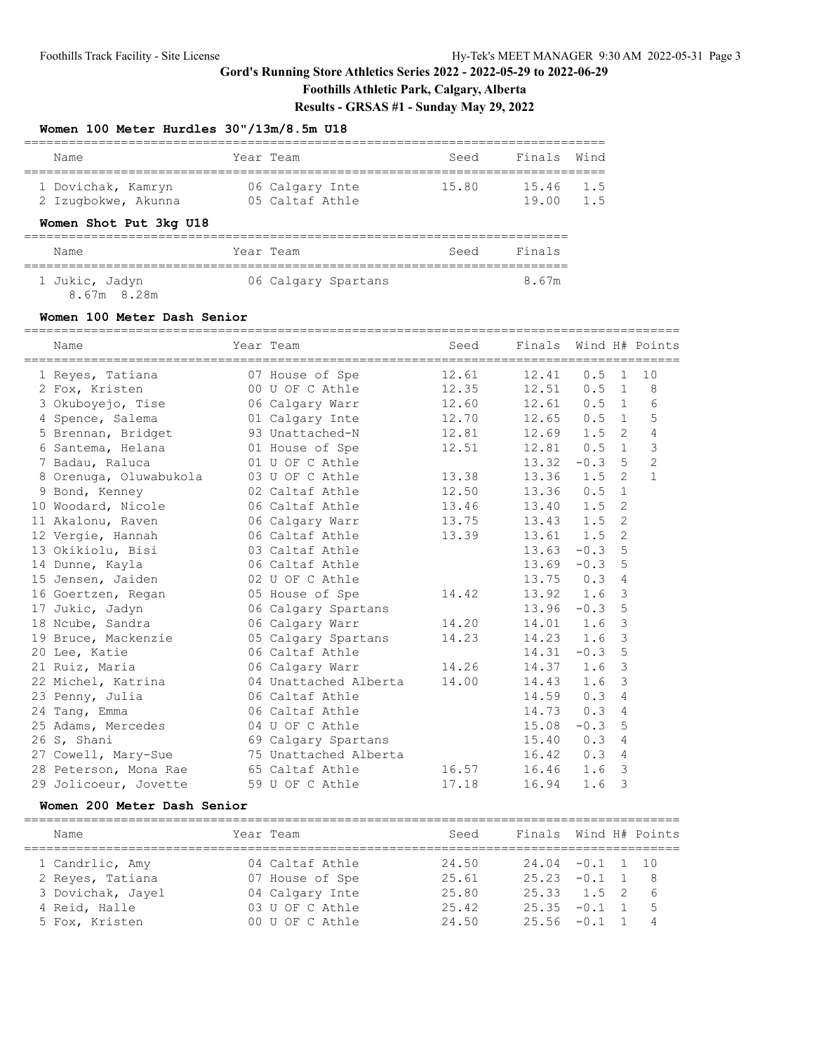## Gord's Running Store Athletics Series 2022 - 2022-05-29 to 2022-06-29

### Foothills Athletic Park, Calgary, Alberta

### Results - GRSAS #1 - Sunday May 29, 2022

#### Women 100 Meter Hurdles 30"/13m/8.5m U18

| | Name | Year | Team | Seed | Finals | Wind |
|---|---|---|---|---|---|---|
| 1 | Dovichak, Kamryn | 06 | Calgary Inte | 15.80 | 15.46 | 1.5 |
| 2 | Izugbokwe, Akunna | 05 | Caltaf Athle | | 19.00 | 1.5 |

#### Women Shot Put 3kg U18

| | Name | Year | Team | Seed | Finals |
|---|---|---|---|---|---|
| 1 | Jukic, Jadyn | 06 | Calgary Spartans | | 8.67m |
| | 8.67m 8.28m | | | | |

#### Women 100 Meter Dash Senior

| | Name | Year | Team | Seed | Finals | Wind | H# | Points |
|---|---|---|---|---|---|---|---|---|
| 1 | Reyes, Tatiana | 07 | House of Spe | 12.61 | 12.41 | 0.5 | 1 | 10 |
| 2 | Fox, Kristen | 00 | U OF C Athle | 12.35 | 12.51 | 0.5 | 1 | 8 |
| 3 | Okuboyejo, Tise | 06 | Calgary Warr | 12.60 | 12.61 | 0.5 | 1 | 6 |
| 4 | Spence, Salema | 01 | Calgary Inte | 12.70 | 12.65 | 0.5 | 1 | 5 |
| 5 | Brennan, Bridget | 93 | Unattached-N | 12.81 | 12.69 | 1.5 | 2 | 4 |
| 6 | Santema, Helana | 01 | House of Spe | 12.51 | 12.81 | 0.5 | 1 | 3 |
| 7 | Badau, Raluca | 01 | U OF C Athle | | 13.32 | -0.3 | 5 | 2 |
| 8 | Orenuga, Oluwabukola | 03 | U OF C Athle | 13.38 | 13.36 | 1.5 | 2 | 1 |
| 9 | Bond, Kenney | 02 | Caltaf Athle | 12.50 | 13.36 | 0.5 | 1 | |
| 10 | Woodard, Nicole | 06 | Caltaf Athle | 13.46 | 13.40 | 1.5 | 2 | |
| 11 | Akalonu, Raven | 06 | Calgary Warr | 13.75 | 13.43 | 1.5 | 2 | |
| 12 | Vergie, Hannah | 06 | Caltaf Athle | 13.39 | 13.61 | 1.5 | 2 | |
| 13 | Okikiolu, Bisi | 03 | Caltaf Athle | | 13.63 | -0.3 | 5 | |
| 14 | Dunne, Kayla | 06 | Caltaf Athle | | 13.69 | -0.3 | 5 | |
| 15 | Jensen, Jaiden | 02 | U OF C Athle | | 13.75 | 0.3 | 4 | |
| 16 | Goertzen, Regan | 05 | House of Spe | 14.42 | 13.92 | 1.6 | 3 | |
| 17 | Jukic, Jadyn | 06 | Calgary Spartans | | 13.96 | -0.3 | 5 | |
| 18 | Ncube, Sandra | 06 | Calgary Warr | 14.20 | 14.01 | 1.6 | 3 | |
| 19 | Bruce, Mackenzie | 05 | Calgary Spartans | 14.23 | 14.23 | 1.6 | 3 | |
| 20 | Lee, Katie | 06 | Caltaf Athle | | 14.31 | -0.3 | 5 | |
| 21 | Ruiz, Maria | 06 | Calgary Warr | 14.26 | 14.37 | 1.6 | 3 | |
| 22 | Michel, Katrina | 04 | Unattached Alberta | 14.00 | 14.43 | 1.6 | 3 | |
| 23 | Penny, Julia | 06 | Caltaf Athle | | 14.59 | 0.3 | 4 | |
| 24 | Tang, Emma | 06 | Caltaf Athle | | 14.73 | 0.3 | 4 | |
| 25 | Adams, Mercedes | 04 | U OF C Athle | | 15.08 | -0.3 | 5 | |
| 26 | S, Shani | 69 | Calgary Spartans | | 15.40 | 0.3 | 4 | |
| 27 | Cowell, Mary-Sue | 75 | Unattached Alberta | | 16.42 | 0.3 | 4 | |
| 28 | Peterson, Mona Rae | 65 | Caltaf Athle | 16.57 | 16.46 | 1.6 | 3 | |
| 29 | Jolicoeur, Jovette | 59 | U OF C Athle | 17.18 | 16.94 | 1.6 | 3 | |

#### Women 200 Meter Dash Senior

| | Name | Year | Team | Seed | Finals | Wind | H# | Points |
|---|---|---|---|---|---|---|---|---|
| 1 | Candrlic, Amy | 04 | Caltaf Athle | 24.50 | 24.04 | -0.1 | 1 | 10 |
| 2 | Reyes, Tatiana | 07 | House of Spe | 25.61 | 25.23 | -0.1 | 1 | 8 |
| 3 | Dovichak, Jayel | 04 | Calgary Inte | 25.80 | 25.33 | 1.5 | 2 | 6 |
| 4 | Reid, Halle | 03 | U OF C Athle | 25.42 | 25.35 | -0.1 | 1 | 5 |
| 5 | Fox, Kristen | 00 | U OF C Athle | 24.50 | 25.56 | -0.1 | 1 | 4 |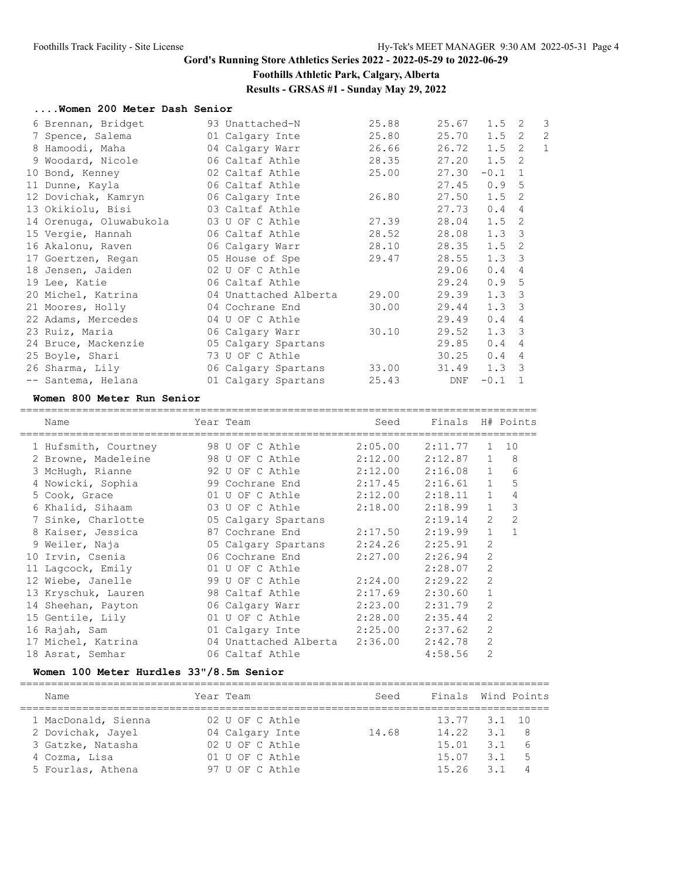Gord's Running Store Athletics Series 2022 - 2022-05-29 to 2022-06-29

Foothills Athletic Park, Calgary, Alberta

Results - GRSAS #1 - Sunday May 29, 2022

### ....Women 200 Meter Dash Senior

| | Name | Year | Team | Seed | Finals | Wind | H# | Points |
|---|---|---|---|---|---|---|---|---|
| 6 | Brennan, Bridget | 93 | Unattached-N | 25.88 | 25.67 | 1.5 | 2 | 3 |
| 7 | Spence, Salema | 01 | Calgary Inte | 25.80 | 25.70 | 1.5 | 2 | 2 |
| 8 | Hamoodi, Maha | 04 | Calgary Warr | 26.66 | 26.72 | 1.5 | 2 | 1 |
| 9 | Woodard, Nicole | 06 | Caltaf Athle | 28.35 | 27.20 | 1.5 | 2 | |
| 10 | Bond, Kenney | 02 | Caltaf Athle | 25.00 | 27.30 | -0.1 | 1 | |
| 11 | Dunne, Kayla | 06 | Caltaf Athle | | 27.45 | 0.9 | 5 | |
| 12 | Dovichak, Kamryn | 06 | Calgary Inte | 26.80 | 27.50 | 1.5 | 2 | |
| 13 | Okikiolu, Bisi | 03 | Caltaf Athle | | 27.73 | 0.4 | 4 | |
| 14 | Orenuga, Oluwabukola | 03 | U OF C Athle | 27.39 | 28.04 | 1.5 | 2 | |
| 15 | Vergie, Hannah | 06 | Caltaf Athle | 28.52 | 28.08 | 1.3 | 3 | |
| 16 | Akalonu, Raven | 06 | Calgary Warr | 28.10 | 28.35 | 1.5 | 2 | |
| 17 | Goertzen, Regan | 05 | House of Spe | 29.47 | 28.55 | 1.3 | 3 | |
| 18 | Jensen, Jaiden | 02 | U OF C Athle | | 29.06 | 0.4 | 4 | |
| 19 | Lee, Katie | 06 | Caltaf Athle | | 29.24 | 0.9 | 5 | |
| 20 | Michel, Katrina | 04 | Unattached Alberta | 29.00 | 29.39 | 1.3 | 3 | |
| 21 | Moores, Holly | 04 | Cochrane End | 30.00 | 29.44 | 1.3 | 3 | |
| 22 | Adams, Mercedes | 04 | U OF C Athle | | 29.49 | 0.4 | 4 | |
| 23 | Ruiz, Maria | 06 | Calgary Warr | 30.10 | 29.52 | 1.3 | 3 | |
| 24 | Bruce, Mackenzie | 05 | Calgary Spartans | | 29.85 | 0.4 | 4 | |
| 25 | Boyle, Shari | 73 | U OF C Athle | | 30.25 | 0.4 | 4 | |
| 26 | Sharma, Lily | 06 | Calgary Spartans | 33.00 | 31.49 | 1.3 | 3 | |
| -- | Santema, Helana | 01 | Calgary Spartans | 25.43 | DNF | -0.1 | 1 | |

### Women 800 Meter Run Senior

| | Name | Year | Team | Seed | Finals | H# | Points |
|---|---|---|---|---|---|---|---|
| 1 | Hufsmith, Courtney | 98 | U OF C Athle | 2:05.00 | 2:11.77 | 1 | 10 |
| 2 | Browne, Madeleine | 98 | U OF C Athle | 2:12.00 | 2:12.87 | 1 | 8 |
| 3 | McHugh, Rianne | 92 | U OF C Athle | 2:12.00 | 2:16.08 | 1 | 6 |
| 4 | Nowicki, Sophia | 99 | Cochrane End | 2:17.45 | 2:16.61 | 1 | 5 |
| 5 | Cook, Grace | 01 | U OF C Athle | 2:12.00 | 2:18.11 | 1 | 4 |
| 6 | Khalid, Sihaam | 03 | U OF C Athle | 2:18.00 | 2:18.99 | 1 | 3 |
| 7 | Sinke, Charlotte | 05 | Calgary Spartans | | 2:19.14 | 2 | 2 |
| 8 | Kaiser, Jessica | 87 | Cochrane End | 2:17.50 | 2:19.99 | 1 | 1 |
| 9 | Weiler, Naja | 05 | Calgary Spartans | 2:24.26 | 2:25.91 | 2 | |
| 10 | Irvin, Csenia | 06 | Cochrane End | 2:27.00 | 2:26.94 | 2 | |
| 11 | Lagcock, Emily | 01 | U OF C Athle | | 2:28.07 | 2 | |
| 12 | Wiebe, Janelle | 99 | U OF C Athle | 2:24.00 | 2:29.22 | 2 | |
| 13 | Kryschuk, Lauren | 98 | Caltaf Athle | 2:17.69 | 2:30.60 | 1 | |
| 14 | Sheehan, Payton | 06 | Calgary Warr | 2:23.00 | 2:31.79 | 2 | |
| 15 | Gentile, Lily | 01 | U OF C Athle | 2:28.00 | 2:35.44 | 2 | |
| 16 | Rajah, Sam | 01 | Calgary Inte | 2:25.00 | 2:37.62 | 2 | |
| 17 | Michel, Katrina | 04 | Unattached Alberta | 2:36.00 | 2:42.78 | 2 | |
| 18 | Asrat, Semhar | 06 | Caltaf Athle | | 4:58.56 | 2 | |

### Women 100 Meter Hurdles 33"/8.5m Senior

| | Name | Year | Team | Seed | Finals | Wind | Points |
|---|---|---|---|---|---|---|---|
| 1 | MacDonald, Sienna | 02 | U OF C Athle | | 13.77 | 3.1 | 10 |
| 2 | Dovichak, Jayel | 04 | Calgary Inte | 14.68 | 14.22 | 3.1 | 8 |
| 3 | Gatzke, Natasha | 02 | U OF C Athle | | 15.01 | 3.1 | 6 |
| 4 | Cozma, Lisa | 01 | U OF C Athle | | 15.07 | 3.1 | 5 |
| 5 | Fourlas, Athena | 97 | U OF C Athle | | 15.26 | 3.1 | 4 |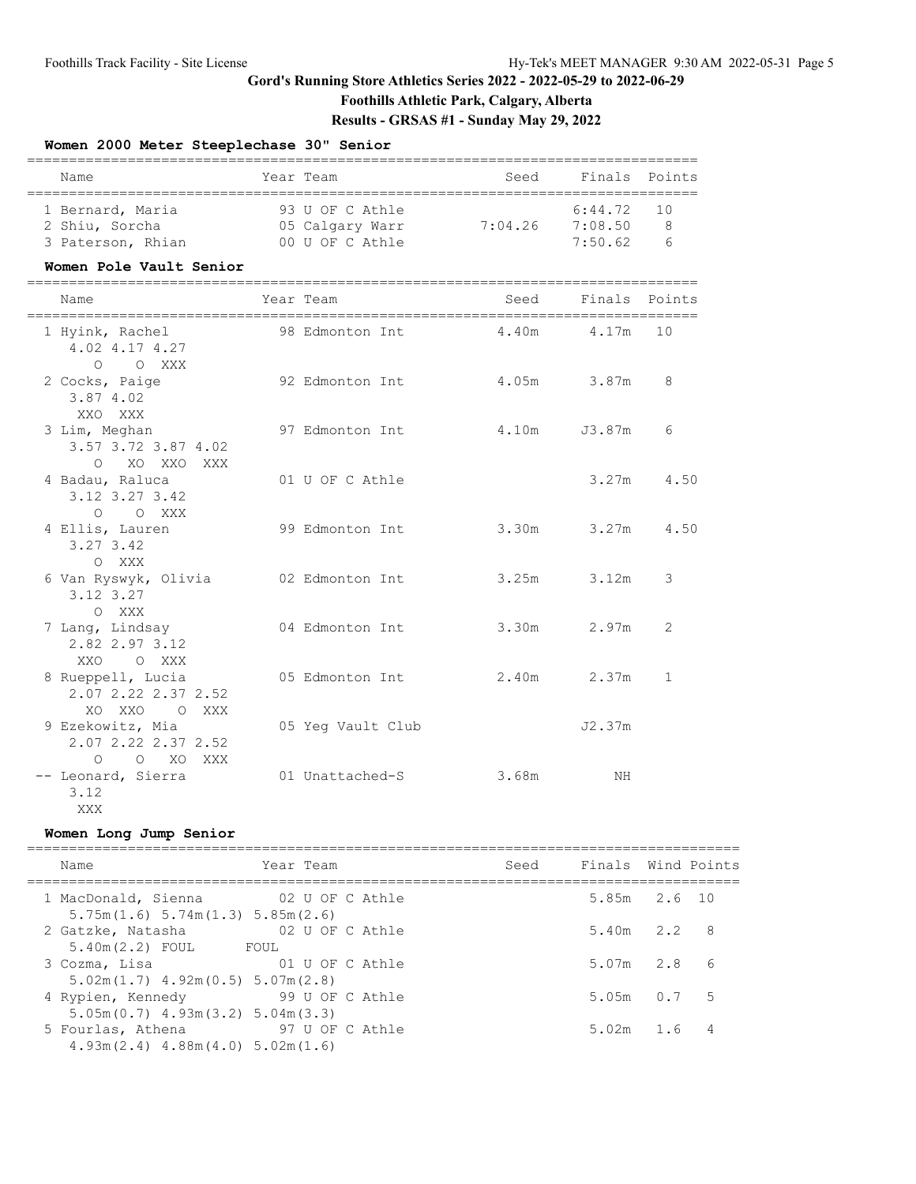# Gord's Running Store Athletics Series 2022 - 2022-05-29 to 2022-06-29

## Foothills Athletic Park, Calgary, Alberta

### Results - GRSAS #1 - Sunday May 29, 2022

#### Women 2000 Meter Steeplechase 30" Senior

| Name | Year | Team | Seed | Finals | Points |
|---|---|---|---|---|---|
| 1 Bernard, Maria | 93 | U OF C Athle | | 6:44.72 | 10 |
| 2 Shiu, Sorcha | 05 | Calgary Warr | 7:04.26 | 7:08.50 | 8 |
| 3 Paterson, Rhian | 00 | U OF C Athle | | 7:50.62 | 6 |

#### Women Pole Vault Senior

| Name | Year | Team | Seed | Finals | Points |
|---|---|---|---|---|---|
| 1 Hyink, Rachel | 98 | Edmonton Int | 4.40m | 4.17m | 10 |
| 4.02 4.17 4.27 / O O XXX | | | | | |
| 2 Cocks, Paige | 92 | Edmonton Int | 4.05m | 3.87m | 8 |
| 3.87 4.02 / XXO XXX | | | | | |
| 3 Lim, Meghan | 97 | Edmonton Int | 4.10m | J3.87m | 6 |
| 3.57 3.72 3.87 4.02 / O XO XXO XXX | | | | | |
| 4 Badau, Raluca | 01 | U OF C Athle | | 3.27m | 4.50 |
| 3.12 3.27 3.42 / O O XXX | | | | | |
| 4 Ellis, Lauren | 99 | Edmonton Int | 3.30m | 3.27m | 4.50 |
| 3.27 3.42 / O XXX | | | | | |
| 6 Van Ryswyk, Olivia | 02 | Edmonton Int | 3.25m | 3.12m | 3 |
| 3.12 3.27 / O XXX | | | | | |
| 7 Lang, Lindsay | 04 | Edmonton Int | 3.30m | 2.97m | 2 |
| 2.82 2.97 3.12 / XXO O XXX | | | | | |
| 8 Rueppell, Lucia | 05 | Edmonton Int | 2.40m | 2.37m | 1 |
| 2.07 2.22 2.37 2.52 / XO XXO O XXX | | | | | |
| 9 Ezekowitz, Mia | 05 | Yeg Vault Club | | J2.37m | |
| 2.07 2.22 2.37 2.52 / O O XO XXX | | | | | |
| -- Leonard, Sierra | 01 | Unattached-S | 3.68m | NH | |
| 3.12 / XXX | | | | | |

#### Women Long Jump Senior

| Name | Year | Team | Seed | Finals | Wind | Points |
|---|---|---|---|---|---|---|
| 1 MacDonald, Sienna | 02 | U OF C Athle | | 5.85m | 2.6 | 10 |
| 5.75m(1.6) 5.74m(1.3) 5.85m(2.6) | | | | | | |
| 2 Gatzke, Natasha | 02 | U OF C Athle | | 5.40m | 2.2 | 8 |
| 5.40m(2.2) FOUL FOUL | | | | | | |
| 3 Cozma, Lisa | 01 | U OF C Athle | | 5.07m | 2.8 | 6 |
| 5.02m(1.7) 4.92m(0.5) 5.07m(2.8) | | | | | | |
| 4 Rypien, Kennedy | 99 | U OF C Athle | | 5.05m | 0.7 | 5 |
| 5.05m(0.7) 4.93m(3.2) 5.04m(3.3) | | | | | | |
| 5 Fourlas, Athena | 97 | U OF C Athle | | 5.02m | 1.6 | 4 |
| 4.93m(2.4) 4.88m(4.0) 5.02m(1.6) | | | | | | |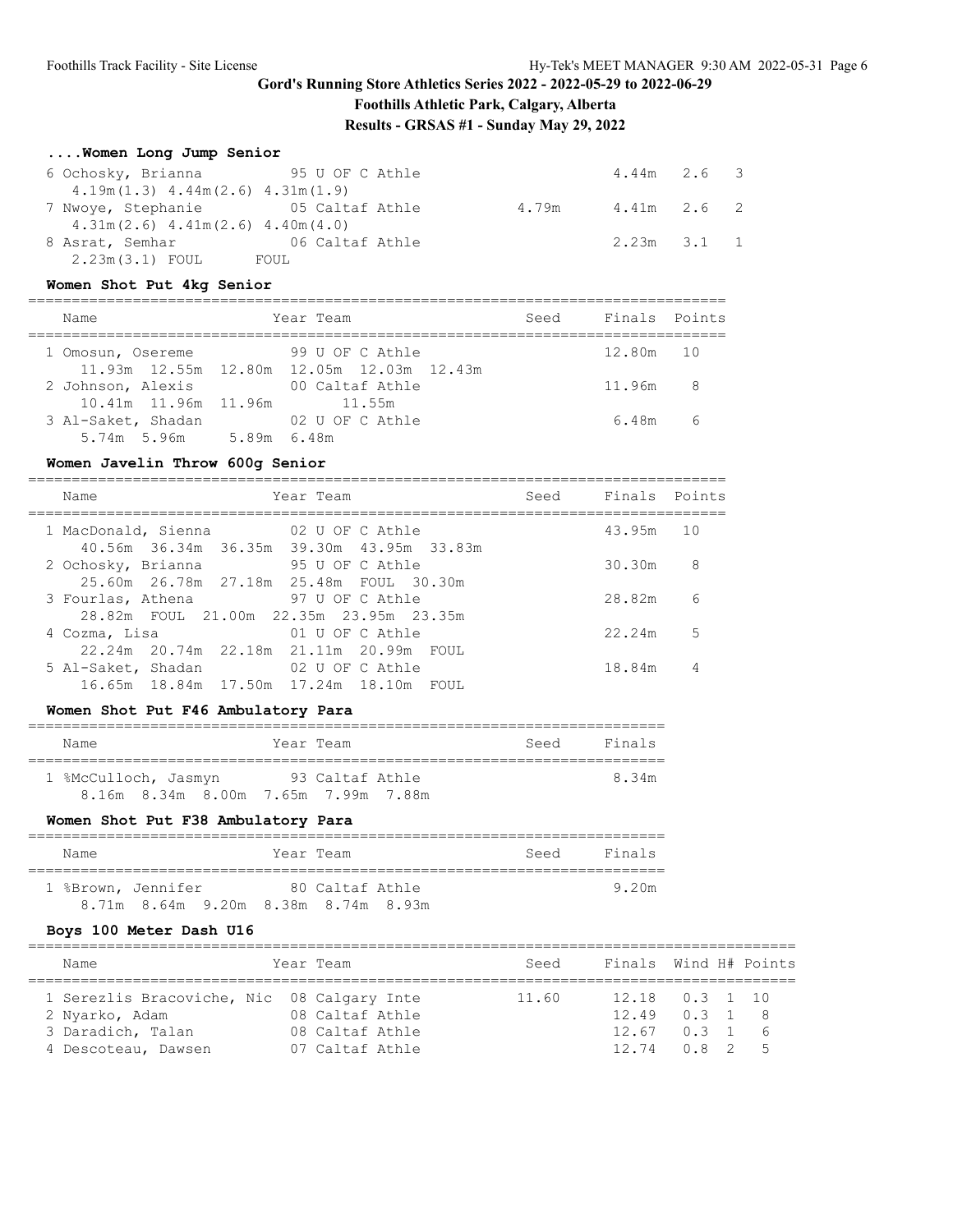# Gord's Running Store Athletics Series 2022 - 2022-05-29 to 2022-06-29

## Foothills Athletic Park, Calgary, Alberta

## Results - GRSAS #1 - Sunday May 29, 2022

### ....Women Long Jump Senior

| Name | Year | Team | Seed | Finals | Wind | Points |
|---|---|---|---|---|---|---|
| 6 Ochosky, Brianna | 95 | U OF C Athle | | 4.44m | 2.6 | 3 |
| 4.19m(1.3) 4.44m(2.6) 4.31m(1.9) | | | | | | |
| 7 Nwoye, Stephanie | 05 | Caltaf Athle | 4.79m | 4.41m | 2.6 | 2 |
| 4.31m(2.6) 4.41m(2.6) 4.40m(4.0) | | | | | | |
| 8 Asrat, Semhar | 06 | Caltaf Athle | | 2.23m | 3.1 | 1 |
| 2.23m(3.1) FOUL FOUL | | | | | | |

### Women Shot Put 4kg Senior

| Name | Year | Team | Seed | Finals | Points |
|---|---|---|---|---|---|
| 1 Omosun, Osereme | 99 | U OF C Athle | | 12.80m | 10 |
| 11.93m 12.55m 12.80m 12.05m 12.03m 12.43m | | | | | |
| 2 Johnson, Alexis | 00 | Caltaf Athle | | 11.96m | 8 |
| 10.41m 11.96m 11.96m 11.55m | | | | | |
| 3 Al-Saket, Shadan | 02 | U OF C Athle | | 6.48m | 6 |
| 5.74m 5.96m 5.89m 6.48m | | | | | |

### Women Javelin Throw 600g Senior

| Name | Year | Team | Seed | Finals | Points |
|---|---|---|---|---|---|
| 1 MacDonald, Sienna | 02 | U OF C Athle | | 43.95m | 10 |
| 40.56m 36.34m 36.35m 39.30m 43.95m 33.83m | | | | | |
| 2 Ochosky, Brianna | 95 | U OF C Athle | | 30.30m | 8 |
| 25.60m 26.78m 27.18m 25.48m FOUL 30.30m | | | | | |
| 3 Fourlas, Athena | 97 | U OF C Athle | | 28.82m | 6 |
| 28.82m FOUL 21.00m 22.35m 23.95m 23.35m | | | | | |
| 4 Cozma, Lisa | 01 | U OF C Athle | | 22.24m | 5 |
| 22.24m 20.74m 22.18m 21.11m 20.99m FOUL | | | | | |
| 5 Al-Saket, Shadan | 02 | U OF C Athle | | 18.84m | 4 |
| 16.65m 18.84m 17.50m 17.24m 18.10m FOUL | | | | | |

### Women Shot Put F46 Ambulatory Para

| Name | Year | Team | Seed | Finals |
|---|---|---|---|---|
| 1 %McCulloch, Jasmyn | 93 | Caltaf Athle | | 8.34m |
| 8.16m 8.34m 8.00m 7.65m 7.99m 7.88m | | | | |

### Women Shot Put F38 Ambulatory Para

| Name | Year | Team | Seed | Finals |
|---|---|---|---|---|
| 1 %Brown, Jennifer | 80 | Caltaf Athle | | 9.20m |
| 8.71m 8.64m 9.20m 8.38m 8.74m 8.93m | | | | |

### Boys 100 Meter Dash U16

| Name | Year | Team | Seed | Finals | Wind | H# | Points |
|---|---|---|---|---|---|---|---|
| 1 Serezlis Bracoviche, Nic | 08 | Calgary Inte | 11.60 | 12.18 | 0.3 | 1 | 10 |
| 2 Nyarko, Adam | 08 | Caltaf Athle | | 12.49 | 0.3 | 1 | 8 |
| 3 Daradich, Talan | 08 | Caltaf Athle | | 12.67 | 0.3 | 1 | 6 |
| 4 Descoteau, Dawsen | 07 | Caltaf Athle | | 12.74 | 0.8 | 2 | 5 |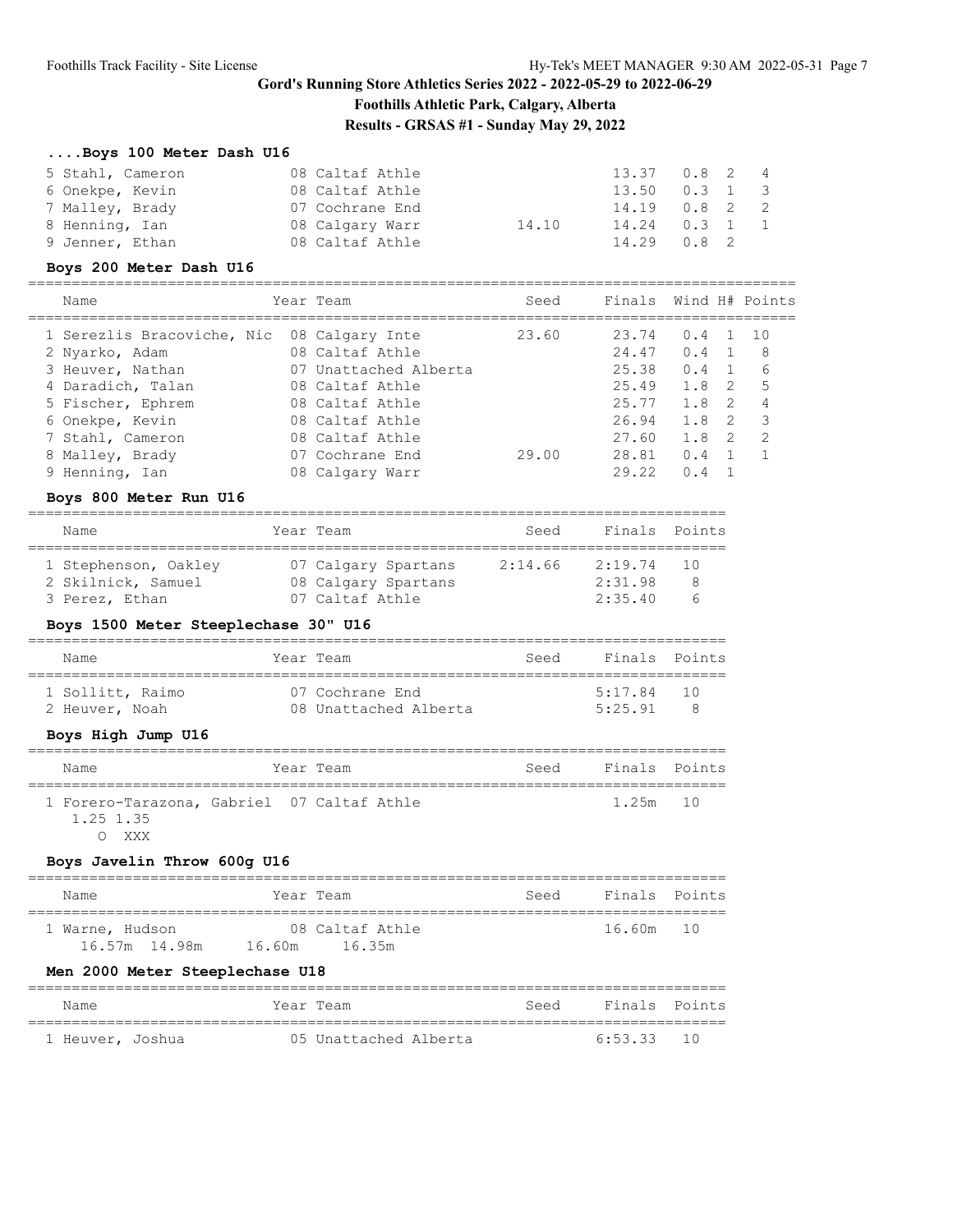# Gord's Running Store Athletics Series 2022 - 2022-05-29 to 2022-06-29

**Foothills Athletic Park, Calgary, Alberta**

**Results - GRSAS #1 - Sunday May 29, 2022**

### ....Boys 100 Meter Dash U16

| Name | Year | Team | Seed | Finals | Wind | H# | Points |
|---|---|---|---|---|---|---|---|
| 5 Stahl, Cameron | 08 | Caltaf Athle | | 13.37 | 0.8 | 2 | 4 |
| 6 Onekpe, Kevin | 08 | Caltaf Athle | | 13.50 | 0.3 | 1 | 3 |
| 7 Malley, Brady | 07 | Cochrane End | | 14.19 | 0.8 | 2 | 2 |
| 8 Henning, Ian | 08 | Calgary Warr | 14.10 | 14.24 | 0.3 | 1 | 1 |
| 9 Jenner, Ethan | 08 | Caltaf Athle | | 14.29 | 0.8 | 2 | |

### Boys 200 Meter Dash U16

| Name | Year | Team | Seed | Finals | Wind | H# | Points |
|---|---|---|---|---|---|---|---|
| 1 Serezlis Bracoviche, Nic | 08 | Calgary Inte | 23.60 | 23.74 | 0.4 | 1 | 10 |
| 2 Nyarko, Adam | 08 | Caltaf Athle | | 24.47 | 0.4 | 1 | 8 |
| 3 Heuver, Nathan | 07 | Unattached Alberta | | 25.38 | 0.4 | 1 | 6 |
| 4 Daradich, Talan | 08 | Caltaf Athle | | 25.49 | 1.8 | 2 | 5 |
| 5 Fischer, Ephrem | 08 | Caltaf Athle | | 25.77 | 1.8 | 2 | 4 |
| 6 Onekpe, Kevin | 08 | Caltaf Athle | | 26.94 | 1.8 | 2 | 3 |
| 7 Stahl, Cameron | 08 | Caltaf Athle | | 27.60 | 1.8 | 2 | 2 |
| 8 Malley, Brady | 07 | Cochrane End | 29.00 | 28.81 | 0.4 | 1 | 1 |
| 9 Henning, Ian | 08 | Calgary Warr | | 29.22 | 0.4 | 1 | |

### Boys 800 Meter Run U16

| Name | Year | Team | Seed | Finals | Points |
|---|---|---|---|---|---|
| 1 Stephenson, Oakley | 07 | Calgary Spartans | 2:14.66 | 2:19.74 | 10 |
| 2 Skilnick, Samuel | 08 | Calgary Spartans | | 2:31.98 | 8 |
| 3 Perez, Ethan | 07 | Caltaf Athle | | 2:35.40 | 6 |

### Boys 1500 Meter Steeplechase 30" U16

| Name | Year | Team | Seed | Finals | Points |
|---|---|---|---|---|---|
| 1 Sollitt, Raimo | 07 | Cochrane End | | 5:17.84 | 10 |
| 2 Heuver, Noah | 08 | Unattached Alberta | | 5:25.91 | 8 |

### Boys High Jump U16

| Name | Year | Team | Seed | Finals | Points |
|---|---|---|---|---|---|
| 1 Forero-Tarazona, Gabriel | 07 | Caltaf Athle | | 1.25m | 10 |

1.25 1.35
O XXX

### Boys Javelin Throw 600g U16

| Name | Year | Team | Seed | Finals | Points |
|---|---|---|---|---|---|
| 1 Warne, Hudson | 08 | Caltaf Athle | | 16.60m | 10 |

16.57m 14.98m 16.60m 16.35m

### Men 2000 Meter Steeplechase U18

| Name | Year | Team | Seed | Finals | Points |
|---|---|---|---|---|---|
| 1 Heuver, Joshua | 05 | Unattached Alberta | | 6:53.33 | 10 |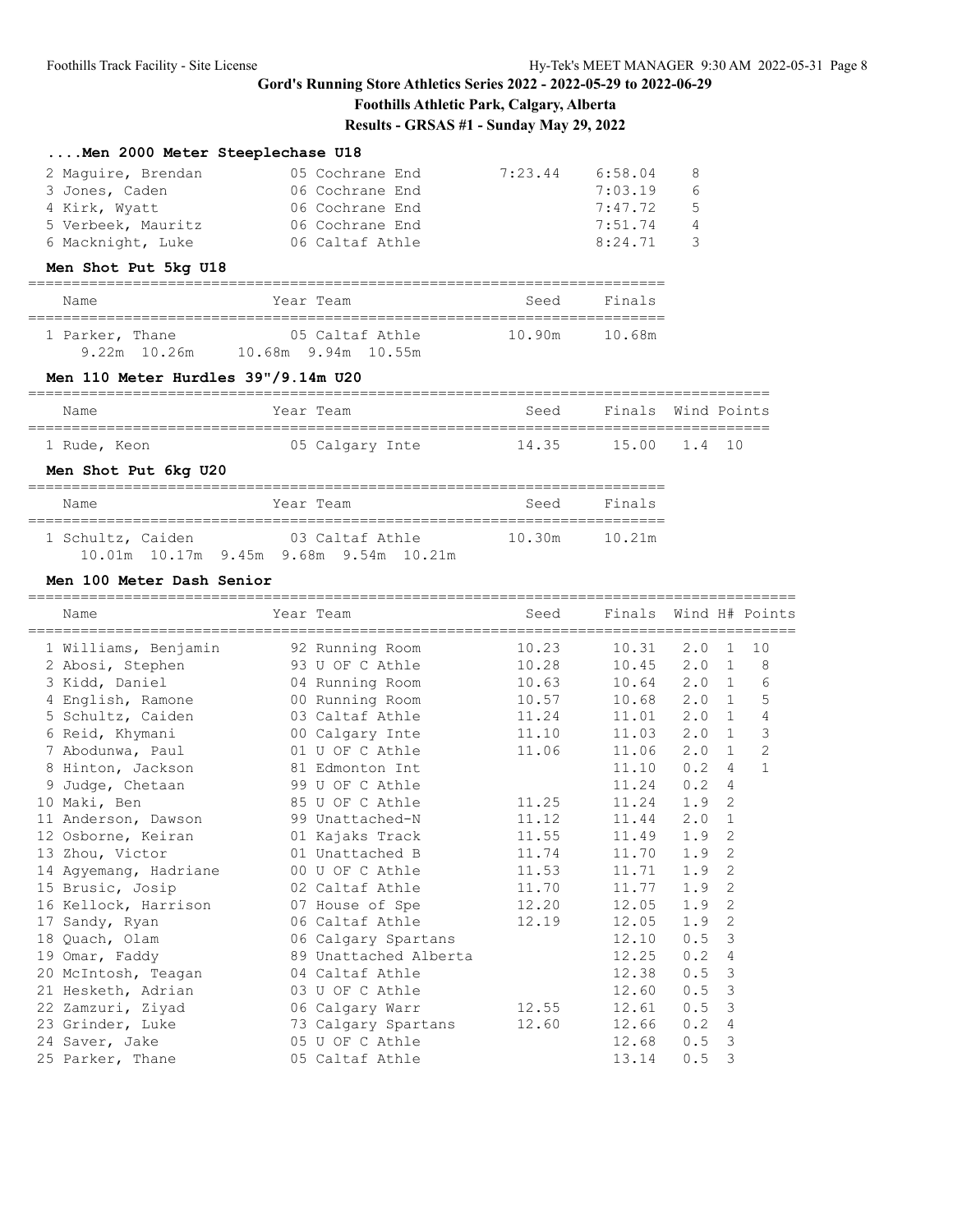## Gord's Running Store Athletics Series 2022 - 2022-05-29 to 2022-06-29

### Foothills Athletic Park, Calgary, Alberta

### Results - GRSAS #1 - Sunday May 29, 2022

#### ....Men 2000 Meter Steeplechase U18

| Name | Year | Team | Seed | Finals | Points |
|---|---|---|---|---|---|
| 2 Maguire, Brendan | 05 | Cochrane End | 7:23.44 | 6:58.04 | 8 |
| 3 Jones, Caden | 06 | Cochrane End | | 7:03.19 | 6 |
| 4 Kirk, Wyatt | 06 | Cochrane End | | 7:47.72 | 5 |
| 5 Verbeek, Mauritz | 06 | Cochrane End | | 7:51.74 | 4 |
| 6 Macknight, Luke | 06 | Caltaf Athle | | 8:24.71 | 3 |

#### Men Shot Put 5kg U18

| Name | Year | Team | Seed | Finals |
|---|---|---|---|---|
| 1 Parker, Thane | 05 | Caltaf Athle | 10.90m | 10.68m |
| 9.22m 10.26m 10.68m 9.94m 10.55m | | | | |

#### Men 110 Meter Hurdles 39"/9.14m U20

| Name | Year | Team | Seed | Finals | Wind | Points |
|---|---|---|---|---|---|---|
| 1 Rude, Keon | 05 | Calgary Inte | 14.35 | 15.00 | 1.4 | 10 |

#### Men Shot Put 6kg U20

| Name | Year | Team | Seed | Finals |
|---|---|---|---|---|
| 1 Schultz, Caiden | 03 | Caltaf Athle | 10.30m | 10.21m |
| 10.01m 10.17m 9.45m 9.68m 9.54m 10.21m | | | | |

#### Men 100 Meter Dash Senior

| Name | Year | Team | Seed | Finals | Wind | H# | Points |
|---|---|---|---|---|---|---|---|
| 1 Williams, Benjamin | 92 | Running Room | 10.23 | 10.31 | 2.0 | 1 | 10 |
| 2 Abosi, Stephen | 93 | U OF C Athle | 10.28 | 10.45 | 2.0 | 1 | 8 |
| 3 Kidd, Daniel | 04 | Running Room | 10.63 | 10.64 | 2.0 | 1 | 6 |
| 4 English, Ramone | 00 | Running Room | 10.57 | 10.68 | 2.0 | 1 | 5 |
| 5 Schultz, Caiden | 03 | Caltaf Athle | 11.24 | 11.01 | 2.0 | 1 | 4 |
| 6 Reid, Khymani | 00 | Calgary Inte | 11.10 | 11.03 | 2.0 | 1 | 3 |
| 7 Abodunwa, Paul | 01 | U OF C Athle | 11.06 | 11.06 | 2.0 | 1 | 2 |
| 8 Hinton, Jackson | 81 | Edmonton Int | | 11.10 | 0.2 | 4 | 1 |
| 9 Judge, Chetaan | 99 | U OF C Athle | | 11.24 | 0.2 | 4 | |
| 10 Maki, Ben | 85 | U OF C Athle | 11.25 | 11.24 | 1.9 | 2 | |
| 11 Anderson, Dawson | 99 | Unattached-N | 11.12 | 11.44 | 2.0 | 1 | |
| 12 Osborne, Keiran | 01 | Kajaks Track | 11.55 | 11.49 | 1.9 | 2 | |
| 13 Zhou, Victor | 01 | Unattached B | 11.74 | 11.70 | 1.9 | 2 | |
| 14 Agyemang, Hadriane | 00 | U OF C Athle | 11.53 | 11.71 | 1.9 | 2 | |
| 15 Brusic, Josip | 02 | Caltaf Athle | 11.70 | 11.77 | 1.9 | 2 | |
| 16 Kellock, Harrison | 07 | House of Spe | 12.20 | 12.05 | 1.9 | 2 | |
| 17 Sandy, Ryan | 06 | Caltaf Athle | 12.19 | 12.05 | 1.9 | 2 | |
| 18 Quach, Olam | 06 | Calgary Spartans | | 12.10 | 0.5 | 3 | |
| 19 Omar, Faddy | 89 | Unattached Alberta | | 12.25 | 0.2 | 4 | |
| 20 McIntosh, Teagan | 04 | Caltaf Athle | | 12.38 | 0.5 | 3 | |
| 21 Hesketh, Adrian | 03 | U OF C Athle | | 12.60 | 0.5 | 3 | |
| 22 Zamzuri, Ziyad | 06 | Calgary Warr | 12.55 | 12.61 | 0.5 | 3 | |
| 23 Grinder, Luke | 73 | Calgary Spartans | 12.60 | 12.66 | 0.2 | 4 | |
| 24 Saver, Jake | 05 | U OF C Athle | | 12.68 | 0.5 | 3 | |
| 25 Parker, Thane | 05 | Caltaf Athle | | 13.14 | 0.5 | 3 | |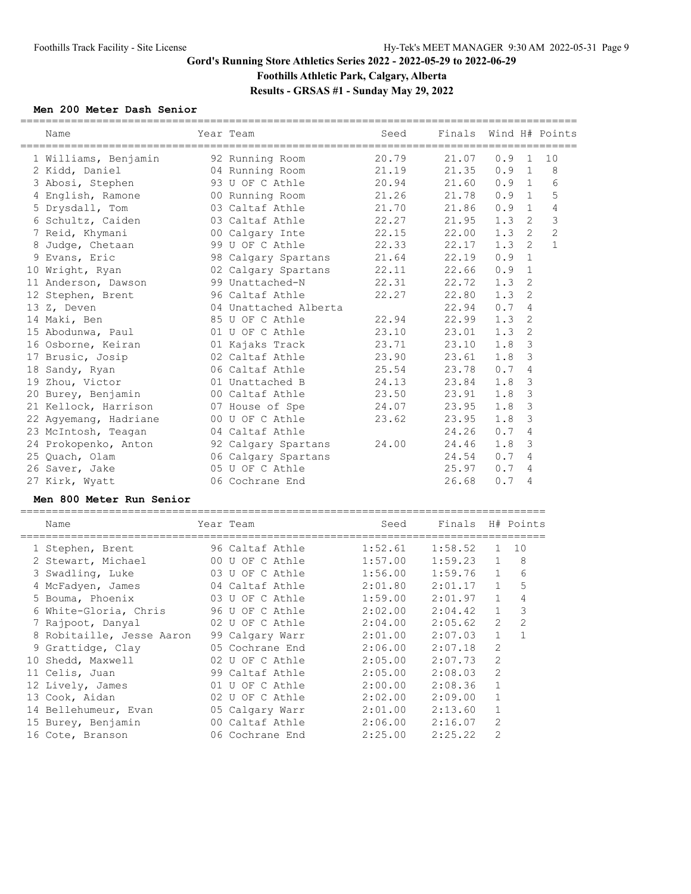## Gord's Running Store Athletics Series 2022 - 2022-05-29 to 2022-06-29

**Foothills Athletic Park, Calgary, Alberta**

**Results - GRSAS #1 - Sunday May 29, 2022**

### Men 200 Meter Dash Senior

| | Name | Year | Team | Seed | Finals | Wind | H# | Points |
|---|---|---|---|---|---|---|---|---|
| 1 | Williams, Benjamin | 92 | Running Room | 20.79 | 21.07 | 0.9 | 1 | 10 |
| 2 | Kidd, Daniel | 04 | Running Room | 21.19 | 21.35 | 0.9 | 1 | 8 |
| 3 | Abosi, Stephen | 93 | U OF C Athle | 20.94 | 21.60 | 0.9 | 1 | 6 |
| 4 | English, Ramone | 00 | Running Room | 21.26 | 21.78 | 0.9 | 1 | 5 |
| 5 | Drysdall, Tom | 03 | Caltaf Athle | 21.70 | 21.86 | 0.9 | 1 | 4 |
| 6 | Schultz, Caiden | 03 | Caltaf Athle | 22.27 | 21.95 | 1.3 | 2 | 3 |
| 7 | Reid, Khymani | 00 | Calgary Inte | 22.15 | 22.00 | 1.3 | 2 | 2 |
| 8 | Judge, Chetaan | 99 | U OF C Athle | 22.33 | 22.17 | 1.3 | 2 | 1 |
| 9 | Evans, Eric | 98 | Calgary Spartans | 21.64 | 22.19 | 0.9 | 1 | |
| 10 | Wright, Ryan | 02 | Calgary Spartans | 22.11 | 22.66 | 0.9 | 1 | |
| 11 | Anderson, Dawson | 99 | Unattached-N | 22.31 | 22.72 | 1.3 | 2 | |
| 12 | Stephen, Brent | 96 | Caltaf Athle | 22.27 | 22.80 | 1.3 | 2 | |
| 13 | Z, Deven | 04 | Unattached Alberta | | 22.94 | 0.7 | 4 | |
| 14 | Maki, Ben | 85 | U OF C Athle | 22.94 | 22.99 | 1.3 | 2 | |
| 15 | Abodunwa, Paul | 01 | U OF C Athle | 23.10 | 23.01 | 1.3 | 2 | |
| 16 | Osborne, Keiran | 01 | Kajaks Track | 23.71 | 23.10 | 1.8 | 3 | |
| 17 | Brusic, Josip | 02 | Caltaf Athle | 23.90 | 23.61 | 1.8 | 3 | |
| 18 | Sandy, Ryan | 06 | Caltaf Athle | 25.54 | 23.78 | 0.7 | 4 | |
| 19 | Zhou, Victor | 01 | Unattached B | 24.13 | 23.84 | 1.8 | 3 | |
| 20 | Burey, Benjamin | 00 | Caltaf Athle | 23.50 | 23.91 | 1.8 | 3 | |
| 21 | Kellock, Harrison | 07 | House of Spe | 24.07 | 23.95 | 1.8 | 3 | |
| 22 | Agyemang, Hadriane | 00 | U OF C Athle | 23.62 | 23.95 | 1.8 | 3 | |
| 23 | McIntosh, Teagan | 04 | Caltaf Athle | | 24.26 | 0.7 | 4 | |
| 24 | Prokopenko, Anton | 92 | Calgary Spartans | 24.00 | 24.46 | 1.8 | 3 | |
| 25 | Quach, Olam | 06 | Calgary Spartans | | 24.54 | 0.7 | 4 | |
| 26 | Saver, Jake | 05 | U OF C Athle | | 25.97 | 0.7 | 4 | |
| 27 | Kirk, Wyatt | 06 | Cochrane End | | 26.68 | 0.7 | 4 | |

### Men 800 Meter Run Senior

| | Name | Year | Team | Seed | Finals | H# | Points |
|---|---|---|---|---|---|---|---|
| 1 | Stephen, Brent | 96 | Caltaf Athle | 1:52.61 | 1:58.52 | 1 | 10 |
| 2 | Stewart, Michael | 00 | U OF C Athle | 1:57.00 | 1:59.23 | 1 | 8 |
| 3 | Swadling, Luke | 03 | U OF C Athle | 1:56.00 | 1:59.76 | 1 | 6 |
| 4 | McFadyen, James | 04 | Caltaf Athle | 2:01.80 | 2:01.17 | 1 | 5 |
| 5 | Bouma, Phoenix | 03 | U OF C Athle | 1:59.00 | 2:01.97 | 1 | 4 |
| 6 | White-Gloria, Chris | 96 | U OF C Athle | 2:02.00 | 2:04.42 | 1 | 3 |
| 7 | Rajpoot, Danyal | 02 | U OF C Athle | 2:04.00 | 2:05.62 | 2 | 2 |
| 8 | Robitaille, Jesse Aaron | 99 | Calgary Warr | 2:01.00 | 2:07.03 | 1 | 1 |
| 9 | Grattidge, Clay | 05 | Cochrane End | 2:06.00 | 2:07.18 | 2 | |
| 10 | Shedd, Maxwell | 02 | U OF C Athle | 2:05.00 | 2:07.73 | 2 | |
| 11 | Celis, Juan | 99 | Caltaf Athle | 2:05.00 | 2:08.03 | 2 | |
| 12 | Lively, James | 01 | U OF C Athle | 2:00.00 | 2:08.36 | 1 | |
| 13 | Cook, Aidan | 02 | U OF C Athle | 2:02.00 | 2:09.00 | 1 | |
| 14 | Bellehumeur, Evan | 05 | Calgary Warr | 2:01.00 | 2:13.60 | 1 | |
| 15 | Burey, Benjamin | 00 | Caltaf Athle | 2:06.00 | 2:16.07 | 2 | |
| 16 | Cote, Branson | 06 | Cochrane End | 2:25.00 | 2:25.22 | 2 | |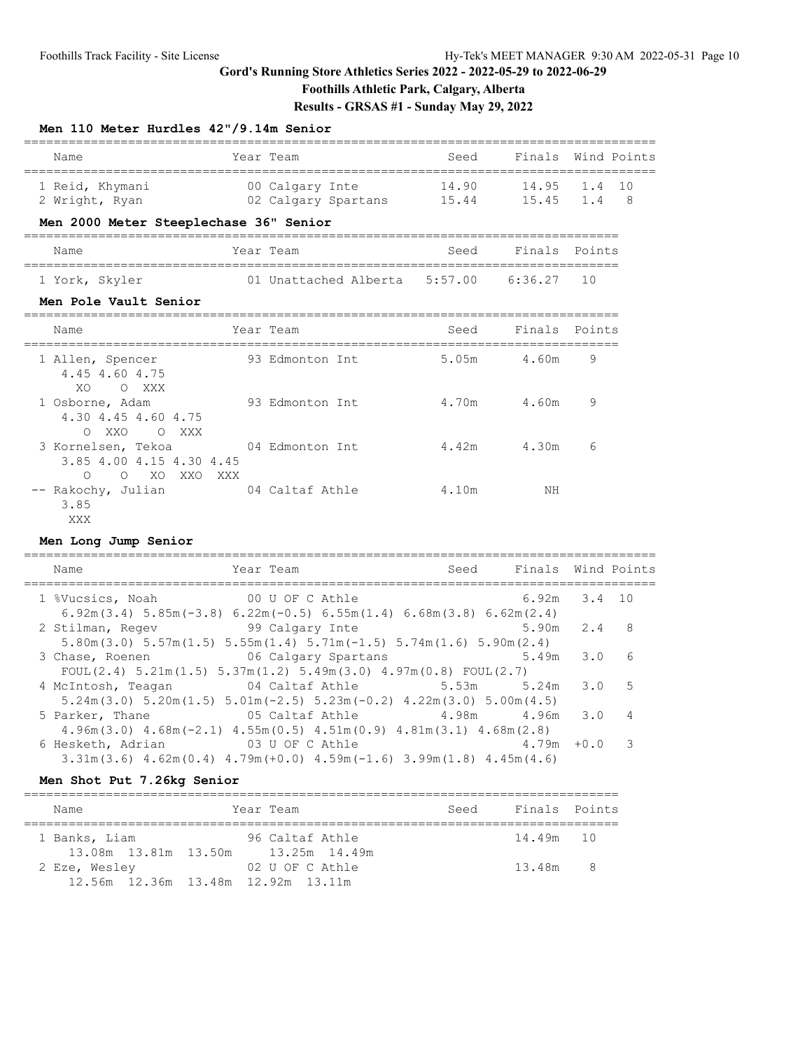Gord's Running Store Athletics Series 2022 - 2022-05-29 to 2022-06-29

Foothills Athletic Park, Calgary, Alberta

Results - GRSAS #1 - Sunday May 29, 2022

### Men 110 Meter Hurdles 42"/9.14m Senior

| Name | Year | Team | Seed | Finals | Wind | Points |
|---|---|---|---|---|---|---|
| 1 Reid, Khymani | 00 | Calgary Inte | 14.90 | 14.95 | 1.4 | 10 |
| 2 Wright, Ryan | 02 | Calgary Spartans | 15.44 | 15.45 | 1.4 | 8 |

### Men 2000 Meter Steeplechase 36" Senior

| Name | Year | Team | Seed | Finals | Points |
|---|---|---|---|---|---|
| 1 York, Skyler | 01 | Unattached Alberta | 5:57.00 | 6:36.27 | 10 |

### Men Pole Vault Senior

| Name | Year | Team | Seed | Finals | Points |
|---|---|---|---|---|---|
| 1 Allen, Spencer | 93 | Edmonton Int | 5.05m | 4.60m | 9 |
| 4.45 4.60 4.75 / XO O XXX | | | | | |
| 1 Osborne, Adam | 93 | Edmonton Int | 4.70m | 4.60m | 9 |
| 4.30 4.45 4.60 4.75 / O XXO O XXX | | | | | |
| 3 Kornelsen, Tekoa | 04 | Edmonton Int | 4.42m | 4.30m | 6 |
| 3.85 4.00 4.15 4.30 4.45 / O O XO XXO XXX | | | | | |
| -- Rakochy, Julian | 04 | Caltaf Athle | 4.10m | NH | |
| 3.85 / XXX | | | | | |

### Men Long Jump Senior

| Name | Year | Team | Seed | Finals | Wind | Points |
|---|---|---|---|---|---|---|
| 1 %Vucsics, Noah | 00 | U OF C Athle | | 6.92m | 3.4 | 10 |
| 6.92m(3.4) 5.85m(-3.8) 6.22m(-0.5) 6.55m(1.4) 6.68m(3.8) 6.62m(2.4) | | | | | | |
| 2 Stilman, Regev | 99 | Calgary Inte | | 5.90m | 2.4 | 8 |
| 5.80m(3.0) 5.57m(1.5) 5.55m(1.4) 5.71m(-1.5) 5.74m(1.6) 5.90m(2.4) | | | | | | |
| 3 Chase, Roenen | 06 | Calgary Spartans | | 5.49m | 3.0 | 6 |
| FOUL(2.4) 5.21m(1.5) 5.37m(1.2) 5.49m(3.0) 4.97m(0.8) FOUL(2.7) | | | | | | |
| 4 McIntosh, Teagan | 04 | Caltaf Athle | 5.53m | 5.24m | 3.0 | 5 |
| 5.24m(3.0) 5.20m(1.5) 5.01m(-2.5) 5.23m(-0.2) 4.22m(3.0) 5.00m(4.5) | | | | | | |
| 5 Parker, Thane | 05 | Caltaf Athle | 4.98m | 4.96m | 3.0 | 4 |
| 4.96m(3.0) 4.68m(-2.1) 4.55m(0.5) 4.51m(0.9) 4.81m(3.1) 4.68m(2.8) | | | | | | |
| 6 Hesketh, Adrian | 03 | U OF C Athle | | 4.79m | +0.0 | 3 |
| 3.31m(3.6) 4.62m(0.4) 4.79m(+0.0) 4.59m(-1.6) 3.99m(1.8) 4.45m(4.6) | | | | | | |

### Men Shot Put 7.26kg Senior

| Name | Year | Team | Seed | Finals | Points |
|---|---|---|---|---|---|
| 1 Banks, Liam | 96 | Caltaf Athle | | 14.49m | 10 |
| 13.08m 13.81m 13.50m 13.25m 14.49m | | | | | |
| 2 Eze, Wesley | 02 | U OF C Athle | | 13.48m | 8 |
| 12.56m 12.36m 13.48m 12.92m 13.11m | | | | | |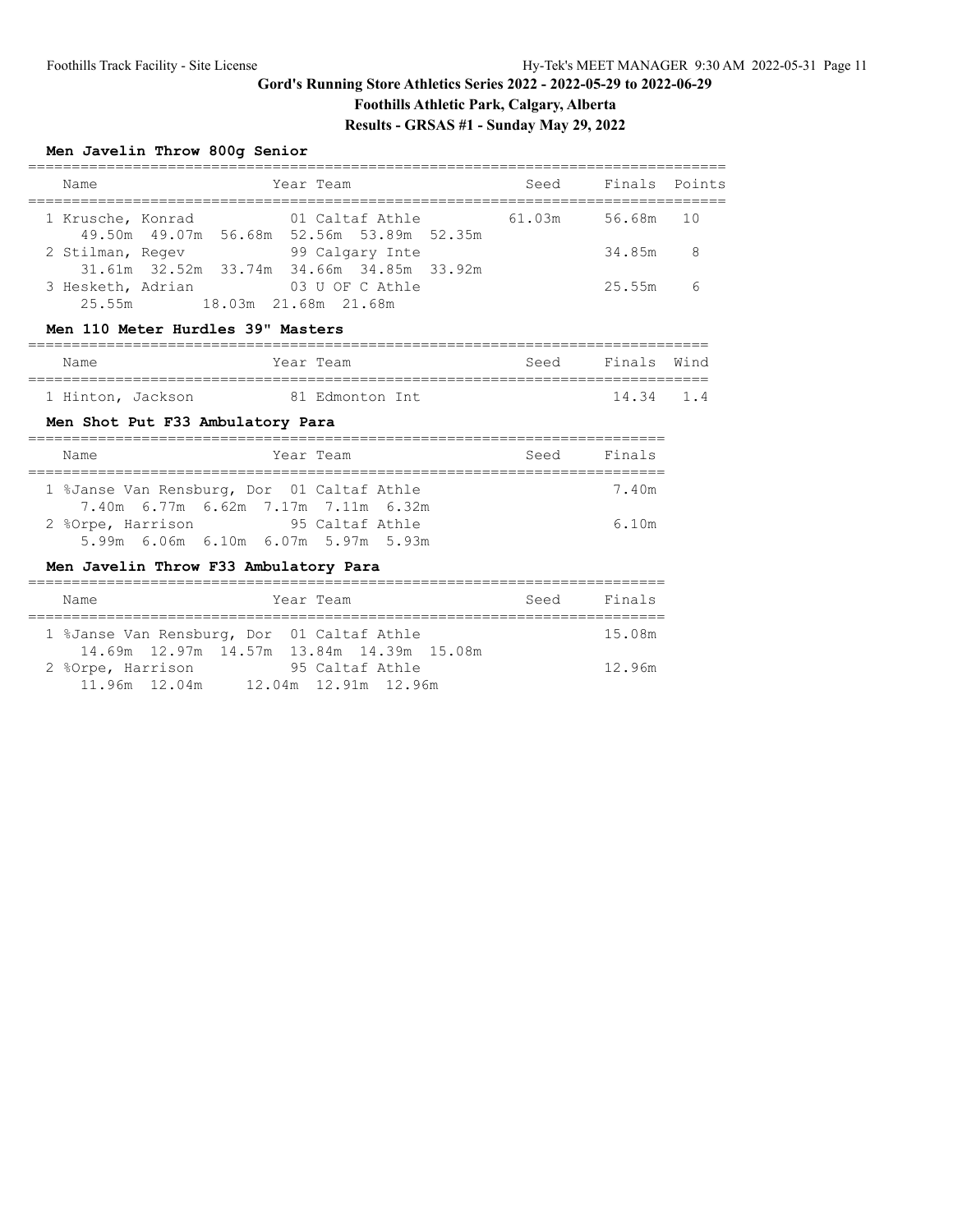# Gord's Running Store Athletics Series 2022 - 2022-05-29 to 2022-06-29

**Foothills Athletic Park, Calgary, Alberta**

**Results - GRSAS #1 - Sunday May 29, 2022**

### Men Javelin Throw 800g Senior

| Name | Year | Team | Seed | Finals | Points |
|---|---|---|---|---|---|
| 1 Krusche, Konrad | 01 | Caltaf Athle | 61.03m | 56.68m | 10 |
| 49.50m 49.07m 56.68m 52.56m 53.89m 52.35m | | | | | |
| 2 Stilman, Regev | 99 | Calgary Inte | | 34.85m | 8 |
| 31.61m 32.52m 33.74m 34.66m 34.85m 33.92m | | | | | |
| 3 Hesketh, Adrian | 03 | U OF C Athle | | 25.55m | 6 |
| 25.55m 18.03m 21.68m 21.68m | | | | | |

### Men 110 Meter Hurdles 39" Masters

| Name | Year | Team | Seed | Finals | Wind |
|---|---|---|---|---|---|
| 1 Hinton, Jackson | 81 | Edmonton Int | | 14.34 | 1.4 |

### Men Shot Put F33 Ambulatory Para

| Name | Year | Team | Seed | Finals |
|---|---|---|---|---|
| 1 %Janse Van Rensburg, Dor | 01 | Caltaf Athle | | 7.40m |
| 7.40m 6.77m 6.62m 7.17m 7.11m 6.32m | | | | |
| 2 %Orpe, Harrison | 95 | Caltaf Athle | | 6.10m |
| 5.99m 6.06m 6.10m 6.07m 5.97m 5.93m | | | | |

### Men Javelin Throw F33 Ambulatory Para

| Name | Year | Team | Seed | Finals |
|---|---|---|---|---|
| 1 %Janse Van Rensburg, Dor | 01 | Caltaf Athle | | 15.08m |
| 14.69m 12.97m 14.57m 13.84m 14.39m 15.08m | | | | |
| 2 %Orpe, Harrison | 95 | Caltaf Athle | | 12.96m |
| 11.96m 12.04m 12.04m 12.91m 12.96m | | | | |